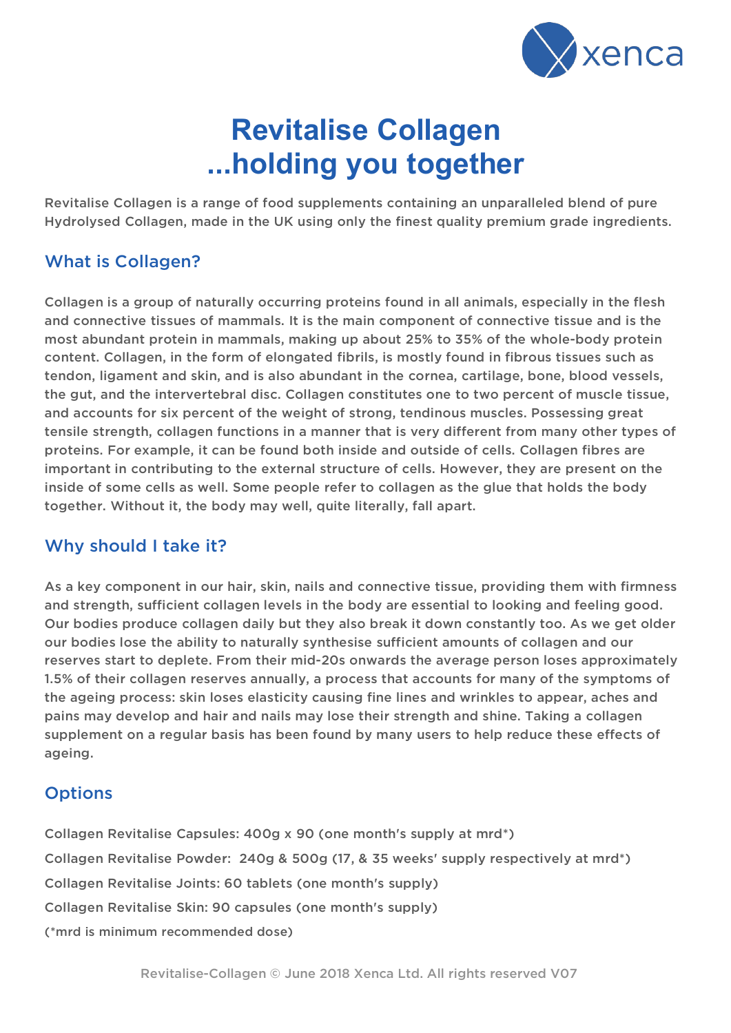xenca

# Revitalise Collagen ...holding you together

Revitalise Collagen is a range of food supplements containing an unparalleled blend of pure Hydrolysed Collagen, made in the UK using only the finest quality premium grade ingredients.

## What is Collagen?

Collagen is a group of naturally occurring proteins found in all animals, especially in the flesh and connective tissues of mammals. It is the main component of connective tissue and is the most abundant protein in mammals, making up about 25% to 35% of the whole-body protein content. Collagen, in the form of elongated fibrils, is mostly found in fibrous tissues such as tendon, ligament and skin, and is also abundant in the cornea, cartilage, bone, blood vessels, the gut, and the intervertebral disc. Collagen constitutes one to two percent of muscle tissue, and accounts for six percent of the weight of strong, tendinous muscles. Possessing great tensile strength, collagen functions in a manner that is very different from many other types of proteins. For example, it can be found both inside and outside of cells. Collagen fibres are important in contributing to the external structure of cells. However, they are present on the inside of some cells as well. Some people refer to collagen as the glue that holds the body together. Without it, the body may well, quite literally, fall apart.

## Why should I take it?

As a key component in our hair, skin, nails and connective tissue, providing them with firmness and strength, sufficient collagen levels in the body are essential to looking and feeling good. Our bodies produce collagen daily but they also break it down constantly too. As we get older our bodies lose the ability to naturally synthesise sufficient amounts of collagen and our reserves start to deplete. From their mid-20s onwards the average person loses approximately 1.5% of their collagen reserves annually, a process that accounts for many of the symptoms of the ageing process: skin loses elasticity causing fine lines and wrinkles to appear, aches and pains may develop and hair and nails may lose their strength and shine. Taking a collagen supplement on a regular basis has been found by many users to help reduce these effects of ageing.

## Options

Collagen Revitalise Capsules: 400g x 90 (one month's supply at mrd*)

Collagen Revitalise Powder: 240g & 500g (17, & 35 weeks' supply respectively at mrd*)

Collagen Revitalise Joints: 60 tablets (one month's supply)

Collagen Revitalise Skin: 90 capsules (one month's supply)

(*mrd is minimum recommended dose)

Revitalise-Collagen © June 2018 Xenca Ltd. All rights reserved V07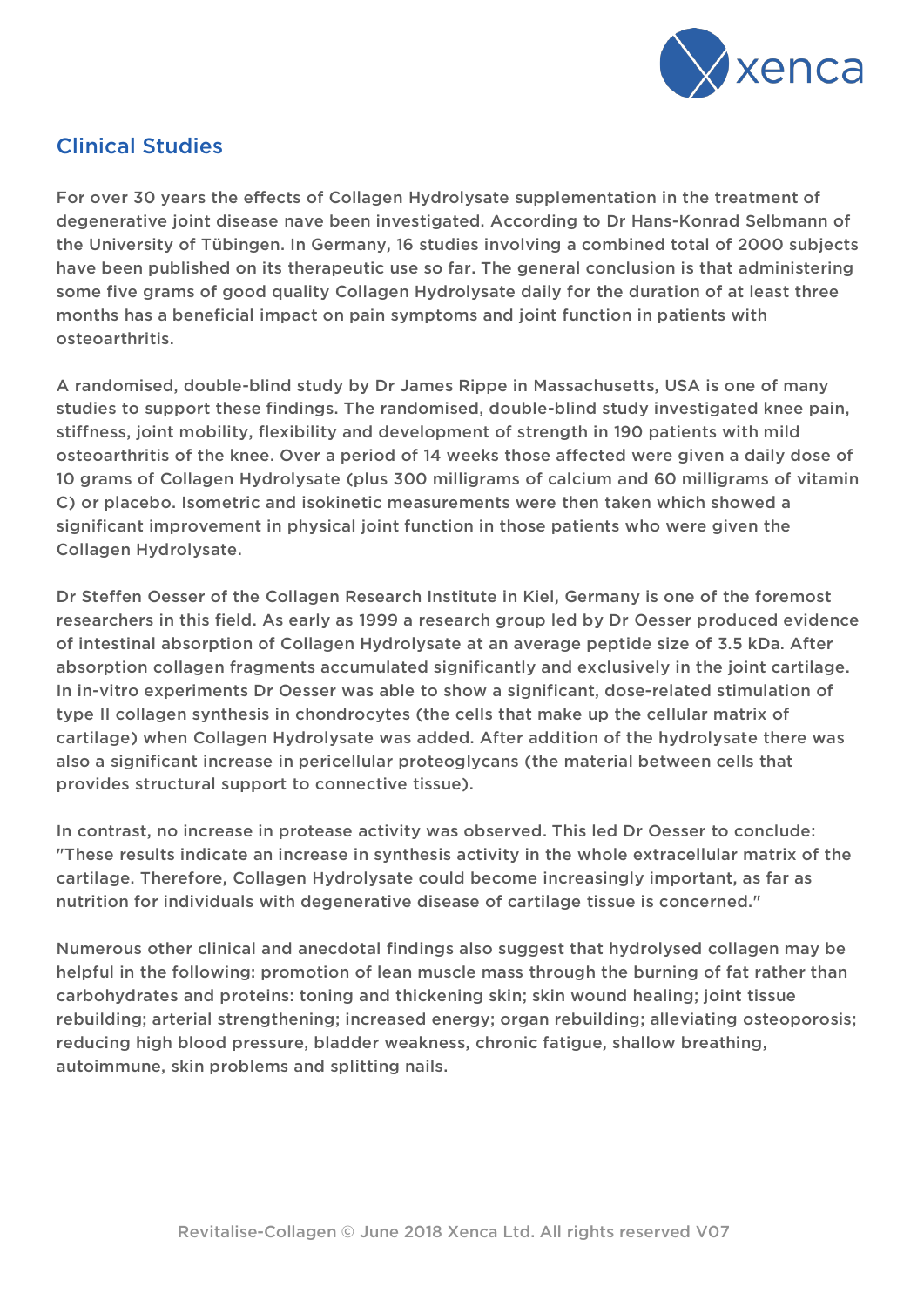## Clinical Studies

For over 30 years the effects of Collagen Hydrolysate supplementation in the treatment of degenerative joint disease nave been investigated. According to Dr Hans-Konrad Selbmann of the University of Tübingen. In Germany, 16 studies involving a combined total of 2000 subjects have been published on its therapeutic use so far. The general conclusion is that administering some five grams of good quality Collagen Hydrolysate daily for the duration of at least three months has a beneficial impact on pain symptoms and joint function in patients with osteoarthritis.

A randomised, double-blind study by Dr James Rippe in Massachusetts, USA is one of many studies to support these findings. The randomised, double-blind study investigated knee pain, stiffness, joint mobility, flexibility and development of strength in 190 patients with mild osteoarthritis of the knee. Over a period of 14 weeks those affected were given a daily dose of 10 grams of Collagen Hydrolysate (plus 300 milligrams of calcium and 60 milligrams of vitamin C) or placebo. Isometric and isokinetic measurements were then taken which showed a significant improvement in physical joint function in those patients who were given the Collagen Hydrolysate.

Dr Steffen Oesser of the Collagen Research Institute in Kiel, Germany is one of the foremost researchers in this field. As early as 1999 a research group led by Dr Oesser produced evidence of intestinal absorption of Collagen Hydrolysate at an average peptide size of 3.5 kDa. After absorption collagen fragments accumulated significantly and exclusively in the joint cartilage. In in-vitro experiments Dr Oesser was able to show a significant, dose-related stimulation of type II collagen synthesis in chondrocytes (the cells that make up the cellular matrix of cartilage) when Collagen Hydrolysate was added. After addition of the hydrolysate there was also a significant increase in pericellular proteoglycans (the material between cells that provides structural support to connective tissue).

In contrast, no increase in protease activity was observed. This led Dr Oesser to conclude: "These results indicate an increase in synthesis activity in the whole extracellular matrix of the cartilage. Therefore, Collagen Hydrolysate could become increasingly important, as far as nutrition for individuals with degenerative disease of cartilage tissue is concerned."

Numerous other clinical and anecdotal findings also suggest that hydrolysed collagen may be helpful in the following: promotion of lean muscle mass through the burning of fat rather than carbohydrates and proteins: toning and thickening skin; skin wound healing; joint tissue rebuilding; arterial strengthening; increased energy; organ rebuilding; alleviating osteoporosis; reducing high blood pressure, bladder weakness, chronic fatigue, shallow breathing, autoimmune, skin problems and splitting nails.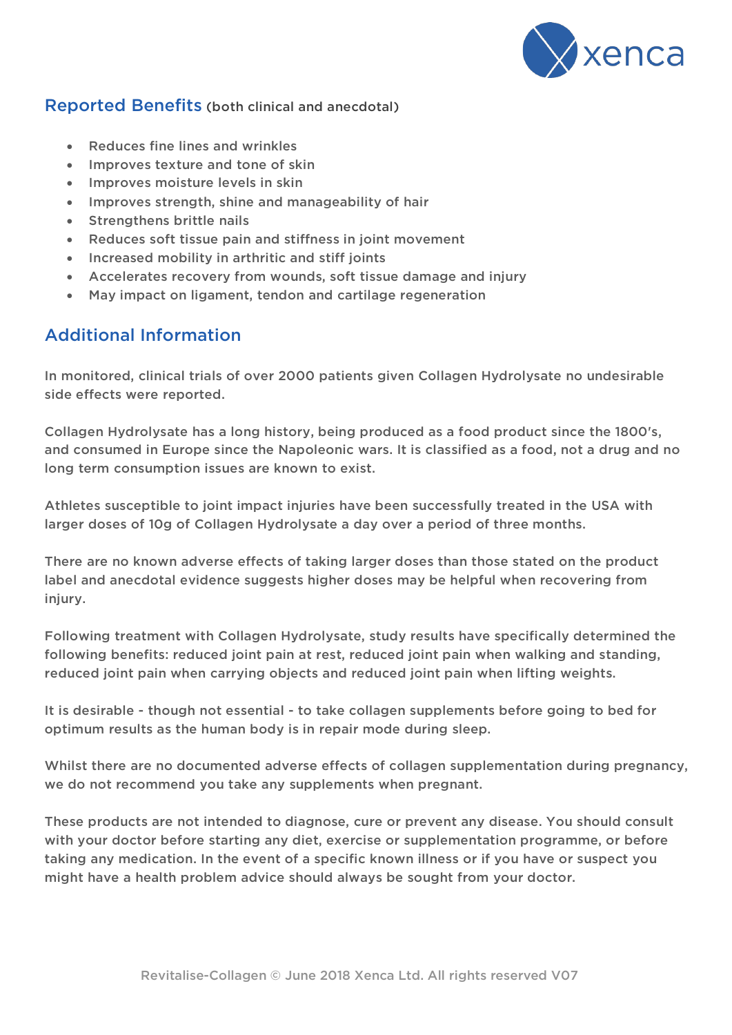## Reported Benefits (both clinical and anecdotal)

- Reduces fine lines and wrinkles
- Improves texture and tone of skin
- Improves moisture levels in skin
- Improves strength, shine and manageability of hair
- Strengthens brittle nails
- Reduces soft tissue pain and stiffness in joint movement
- Increased mobility in arthritic and stiff joints
- Accelerates recovery from wounds, soft tissue damage and injury
- May impact on ligament, tendon and cartilage regeneration

## Additional Information

In monitored, clinical trials of over 2000 patients given Collagen Hydrolysate no undesirable side effects were reported.

Collagen Hydrolysate has a long history, being produced as a food product since the 1800's, and consumed in Europe since the Napoleonic wars. It is classified as a food, not a drug and no long term consumption issues are known to exist.

Athletes susceptible to joint impact injuries have been successfully treated in the USA with larger doses of 10g of Collagen Hydrolysate a day over a period of three months.

There are no known adverse effects of taking larger doses than those stated on the product label and anecdotal evidence suggests higher doses may be helpful when recovering from injury.

Following treatment with Collagen Hydrolysate, study results have specifically determined the following benefits: reduced joint pain at rest, reduced joint pain when walking and standing, reduced joint pain when carrying objects and reduced joint pain when lifting weights.

It is desirable - though not essential - to take collagen supplements before going to bed for optimum results as the human body is in repair mode during sleep.

Whilst there are no documented adverse effects of collagen supplementation during pregnancy, we do not recommend you take any supplements when pregnant.

These products are not intended to diagnose, cure or prevent any disease. You should consult with your doctor before starting any diet, exercise or supplementation programme, or before taking any medication. In the event of a specific known illness or if you have or suspect you might have a health problem advice should always be sought from your doctor.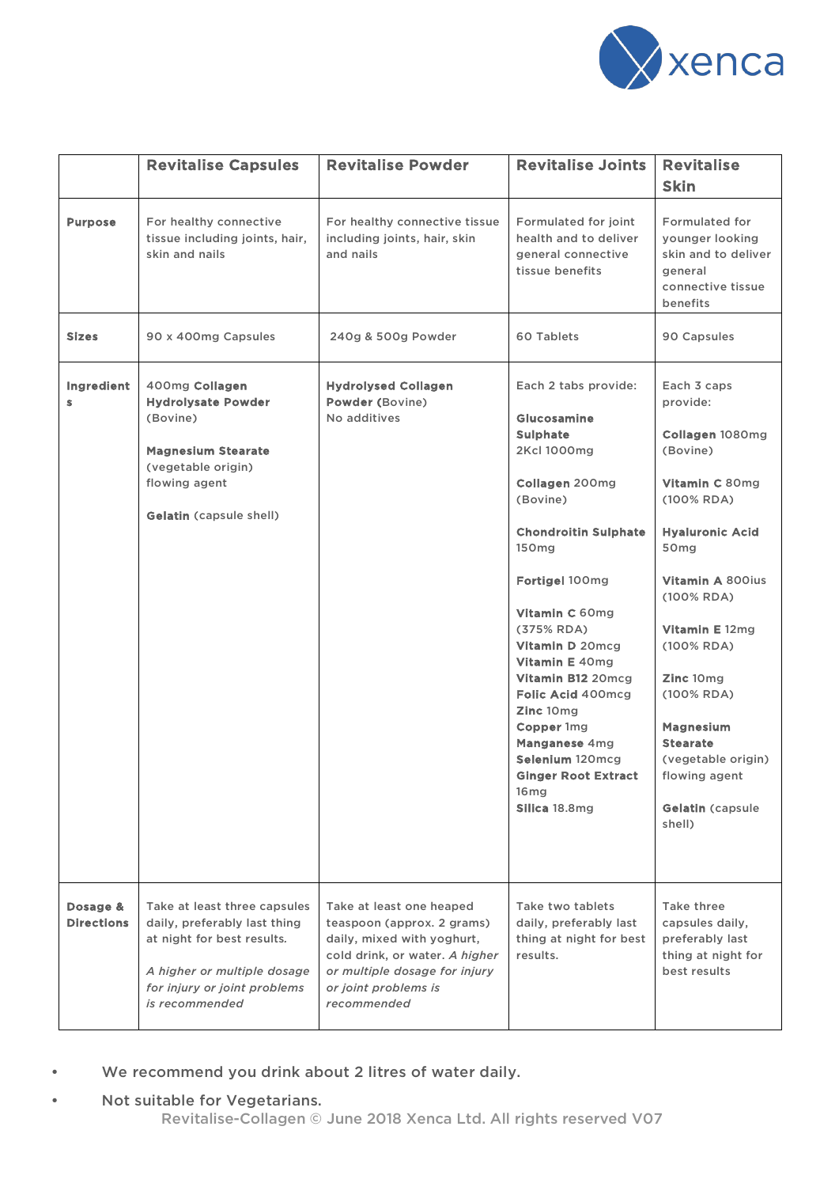| | Revitalise Capsules | Revitalise Powder | Revitalise Joints | Revitalise Skin |
|---|---|---|---|---|
| **Purpose** | For healthy connective tissue including joints, hair, skin and nails | For healthy connective tissue including joints, hair, skin and nails | Formulated for joint health and to deliver general connective tissue benefits | Formulated for younger looking skin and to deliver general connective tissue benefits |
| **Sizes** | 90 x 400mg Capsules | 240g & 500g Powder | 60 Tablets | 90 Capsules |
| **Ingredients** | 400mg **Collagen Hydrolysate Powder** (Bovine)<br><br>**Magnesium Stearate** (vegetable origin) flowing agent<br><br>**Gelatin** (capsule shell) | **Hydrolysed Collagen Powder** (Bovine)<br>No additives | Each 2 tabs provide:<br><br>**Glucosamine Sulphate** 2Kcl 1000mg<br><br>**Collagen** 200mg (Bovine)<br><br>**Chondroitin Sulphate** 150mg<br><br>**Fortigel** 100mg<br><br>**Vitamin C** 60mg (375% RDA)<br>**Vitamin D** 20mcg<br>**Vitamin E** 40mg<br>**Vitamin B12** 20mcg<br>**Folic Acid** 400mcg<br>**Zinc** 10mg<br>**Copper** 1mg<br>**Manganese** 4mg<br>**Selenium** 120mcg<br>**Ginger Root Extract** 16mg<br>**Silica** 18.8mg | Each 3 caps provide:<br><br>**Collagen** 1080mg (Bovine)<br><br>**Vitamin C** 80mg (100% RDA)<br><br>**Hyaluronic Acid** 50mg<br><br>**Vitamin A** 800ius (100% RDA)<br><br>**Vitamin E** 12mg (100% RDA)<br><br>**Zinc** 10mg (100% RDA)<br><br>**Magnesium Stearate** (vegetable origin) flowing agent<br><br>**Gelatin** (capsule shell) |
| **Dosage & Directions** | Take at least three capsules daily, preferably last thing at night for best results.<br><br>*A higher or multiple dosage for injury or joint problems is recommended* | Take at least one heaped teaspoon (approx. 2 grams) daily, mixed with yoghurt, cold drink, or water. *A higher or multiple dosage for injury or joint problems is recommended* | Take two tablets daily, preferably last thing at night for best results. | Take three capsules daily, preferably last thing at night for best results |

- We recommend you drink about 2 litres of water daily.
- Not suitable for Vegetarians.

Revitalise-Collagen © June 2018 Xenca Ltd. All rights reserved V07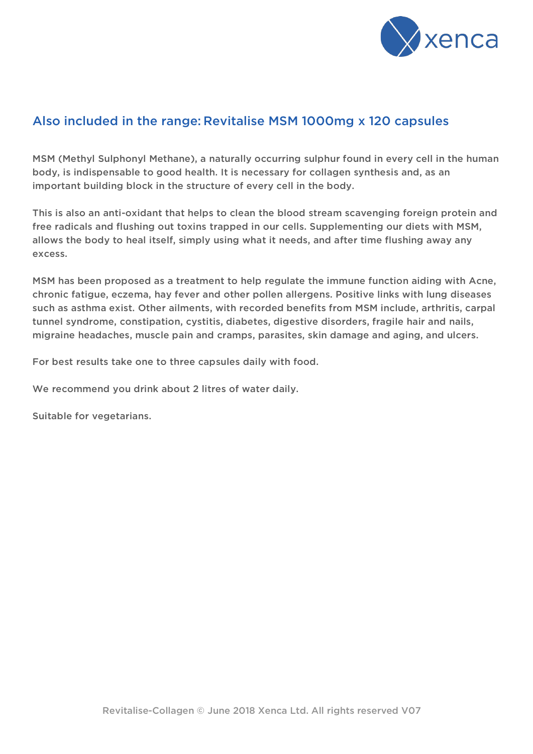## Also included in the range: Revitalise MSM 1000mg x 120 capsules

MSM (Methyl Sulphonyl Methane), a naturally occurring sulphur found in every cell in the human body, is indispensable to good health. It is necessary for collagen synthesis and, as an important building block in the structure of every cell in the body.

This is also an anti-oxidant that helps to clean the blood stream scavenging foreign protein and free radicals and flushing out toxins trapped in our cells. Supplementing our diets with MSM, allows the body to heal itself, simply using what it needs, and after time flushing away any excess.

MSM has been proposed as a treatment to help regulate the immune function aiding with Acne, chronic fatigue, eczema, hay fever and other pollen allergens. Positive links with lung diseases such as asthma exist. Other ailments, with recorded benefits from MSM include, arthritis, carpal tunnel syndrome, constipation, cystitis, diabetes, digestive disorders, fragile hair and nails, migraine headaches, muscle pain and cramps, parasites, skin damage and aging, and ulcers.

For best results take one to three capsules daily with food.

We recommend you drink about 2 litres of water daily.

Suitable for vegetarians.